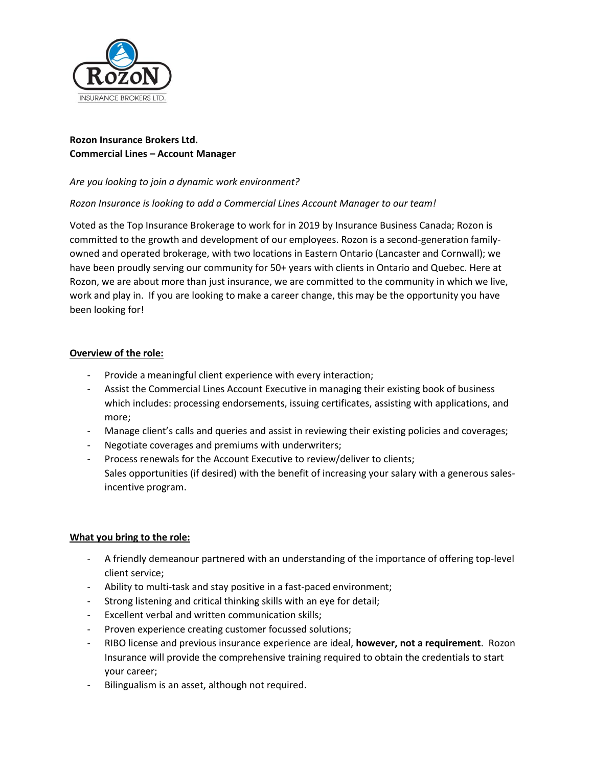**Rozon Insurance Brokers Ltd.**
**Commercial Lines – Account Manager**

*Are you looking to join a dynamic work environment?*

*Rozon Insurance is looking to add a Commercial Lines Account Manager to our team!*

Voted as the Top Insurance Brokerage to work for in 2019 by Insurance Business Canada; Rozon is committed to the growth and development of our employees. Rozon is a second-generation family-owned and operated brokerage, with two locations in Eastern Ontario (Lancaster and Cornwall); we have been proudly serving our community for 50+ years with clients in Ontario and Quebec. Here at Rozon, we are about more than just insurance, we are committed to the community in which we live, work and play in. If you are looking to make a career change, this may be the opportunity you have been looking for!

**Overview of the role:**

- Provide a meaningful client experience with every interaction;
- Assist the Commercial Lines Account Executive in managing their existing book of business which includes: processing endorsements, issuing certificates, assisting with applications, and more;
- Manage client's calls and queries and assist in reviewing their existing policies and coverages;
- Negotiate coverages and premiums with underwriters;
- Process renewals for the Account Executive to review/deliver to clients;
  Sales opportunities (if desired) with the benefit of increasing your salary with a generous sales-incentive program.

**What you bring to the role:**

- A friendly demeanour partnered with an understanding of the importance of offering top-level client service;
- Ability to multi-task and stay positive in a fast-paced environment;
- Strong listening and critical thinking skills with an eye for detail;
- Excellent verbal and written communication skills;
- Proven experience creating customer focussed solutions;
- RIBO license and previous insurance experience are ideal, **however, not a requirement**. Rozon Insurance will provide the comprehensive training required to obtain the credentials to start your career;
- Bilingualism is an asset, although not required.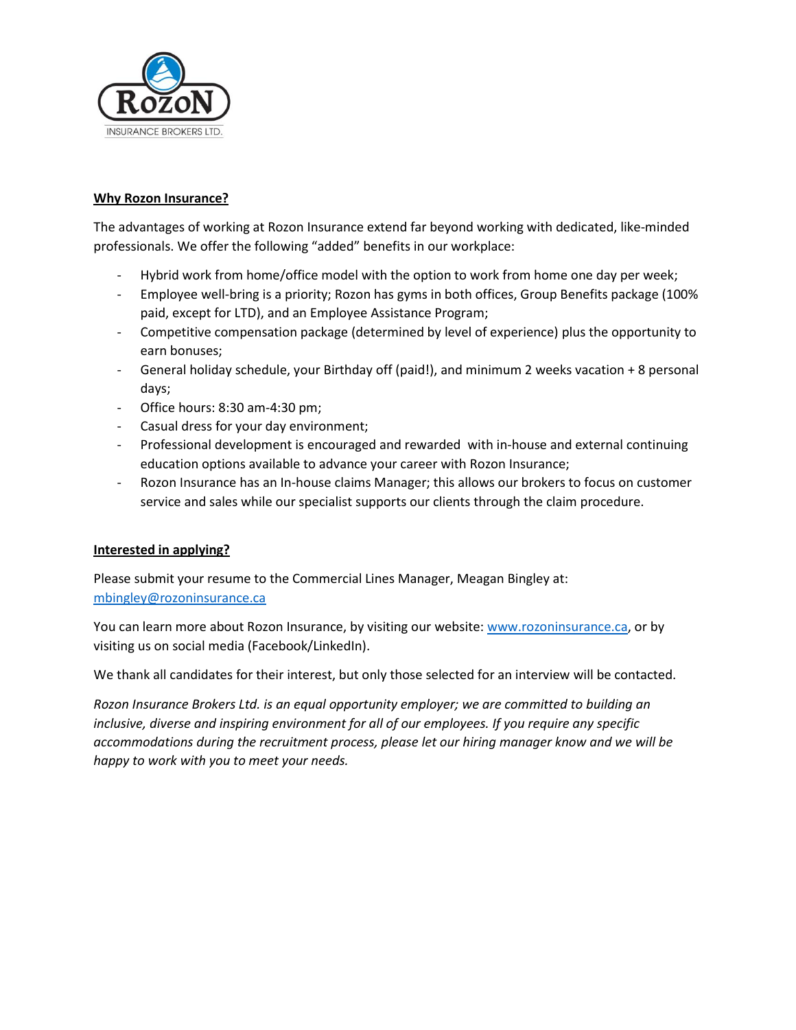**Why Rozon Insurance?**

The advantages of working at Rozon Insurance extend far beyond working with dedicated, like-minded professionals. We offer the following "added" benefits in our workplace:

- Hybrid work from home/office model with the option to work from home one day per week;
- Employee well-bring is a priority; Rozon has gyms in both offices, Group Benefits package (100% paid, except for LTD), and an Employee Assistance Program;
- Competitive compensation package (determined by level of experience) plus the opportunity to earn bonuses;
- General holiday schedule, your Birthday off (paid!), and minimum 2 weeks vacation + 8 personal days;
- Office hours: 8:30 am-4:30 pm;
- Casual dress for your day environment;
- Professional development is encouraged and rewarded with in-house and external continuing education options available to advance your career with Rozon Insurance;
- Rozon Insurance has an In-house claims Manager; this allows our brokers to focus on customer service and sales while our specialist supports our clients through the claim procedure.

**Interested in applying?**

Please submit your resume to the Commercial Lines Manager, Meagan Bingley at: mbingley@rozoninsurance.ca

You can learn more about Rozon Insurance, by visiting our website: www.rozoninsurance.ca, or by visiting us on social media (Facebook/LinkedIn).

We thank all candidates for their interest, but only those selected for an interview will be contacted.

*Rozon Insurance Brokers Ltd. is an equal opportunity employer; we are committed to building an inclusive, diverse and inspiring environment for all of our employees. If you require any specific accommodations during the recruitment process, please let our hiring manager know and we will be happy to work with you to meet your needs.*